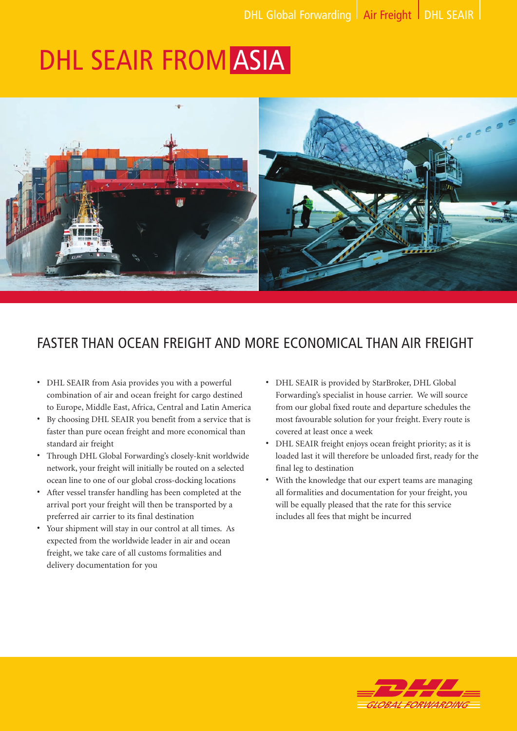# DHL SEAIR FROM ASIA

## FASTER THAN OCEAN FREIGHT AND MORE ECONOMICAL THAN AIR FREIGHT

- DHL SEAIR from Asia provides you with a powerful combination of air and ocean freight for cargo destined to Europe, Middle East, Africa, Central and Latin America
- By choosing DHL SEAIR you benefit from a service that is faster than pure ocean freight and more economical than standard air freight
- Through DHL Global Forwarding's closely-knit worldwide network, your freight will initially be routed on a selected ocean line to one of our global cross-docking locations
- After vessel transfer handling has been completed at the arrival port your freight will then be transported by a preferred air carrier to its final destination
- Your shipment will stay in our control at all times. As expected from the worldwide leader in air and ocean freight, we take care of all customs formalities and delivery documentation for you
- DHL SEAIR is provided by StarBroker, DHL Global Forwarding's specialist in house carrier. We will source from our global fixed route and departure schedules the most favourable solution for your freight. Every route is covered at least once a week
- DHL SEAIR freight enjoys ocean freight priority; as it is loaded last it will therefore be unloaded first, ready for the final leg to destination
- With the knowledge that our expert teams are managing all formalities and documentation for your freight, you will be equally pleased that the rate for this service includes all fees that might be incurred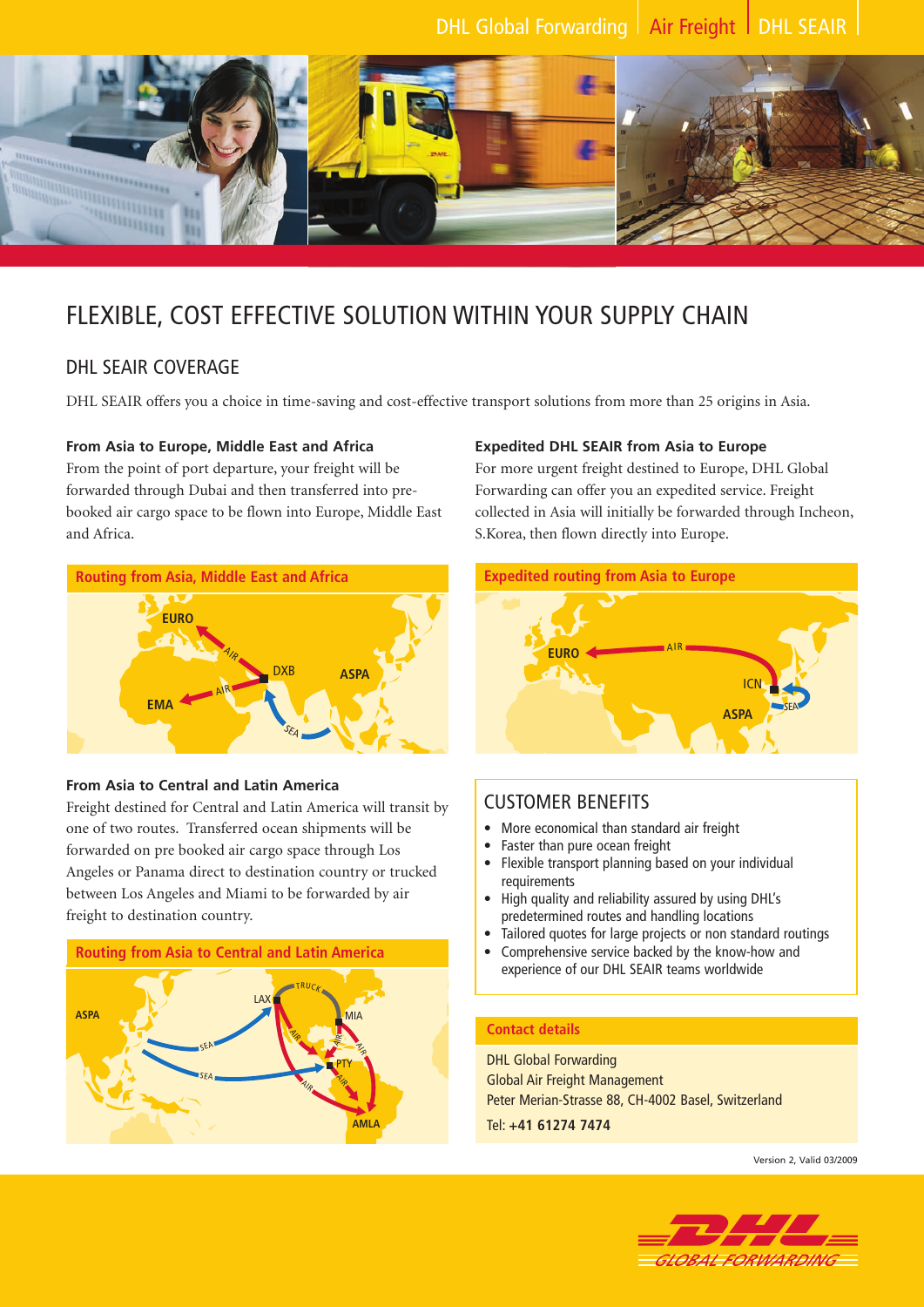# FLEXIBLE, COST EFFECTIVE SOLUTION WITHIN YOUR SUPPLY CHAIN

## DHL SEAIR COVERAGE

DHL SEAIR offers you a choice in time-saving and cost-effective transport solutions from more than 25 origins in Asia.

**From Asia to Europe, Middle East and Africa**

From the point of port departure, your freight will be forwarded through Dubai and then transferred into pre-booked air cargo space to be flown into Europe, Middle East and Africa.

**Routing from Asia, Middle East and Africa**

EURO
AIR
DXB
ASPA
AIR
EMA
SEA

**Expedited DHL SEAIR from Asia to Europe**

For more urgent freight destined to Europe, DHL Global Forwarding can offer you an expedited service. Freight collected in Asia will initially be forwarded through Incheon, S.Korea, then flown directly into Europe.

**Expedited routing from Asia to Europe**

EURO
AIR
ICN
SEA
ASPA

**From Asia to Central and Latin America**

Freight destined for Central and Latin America will transit by one of two routes. Transferred ocean shipments will be forwarded on pre booked air cargo space through Los Angeles or Panama direct to destination country or trucked between Los Angeles and Miami to be forwarded by air freight to destination country.

**Routing from Asia to Central and Latin America**

ASPA
SEA
SEA
LAX
TRUCK
MIA
AIR
AIR
AIR
PTY
AIR
AIR
AMLA

## CUSTOMER BENEFITS

- More economical than standard air freight
- Faster than pure ocean freight
- Flexible transport planning based on your individual requirements
- High quality and reliability assured by using DHL's predetermined routes and handling locations
- Tailored quotes for large projects or non standard routings
- Comprehensive service backed by the know-how and experience of our DHL SEAIR teams worldwide

**Contact details**

DHL Global Forwarding
Global Air Freight Management
Peter Merian-Strasse 88, CH-4002 Basel, Switzerland
Tel: **+41 61274 7474**

Version 2, Valid 03/2009